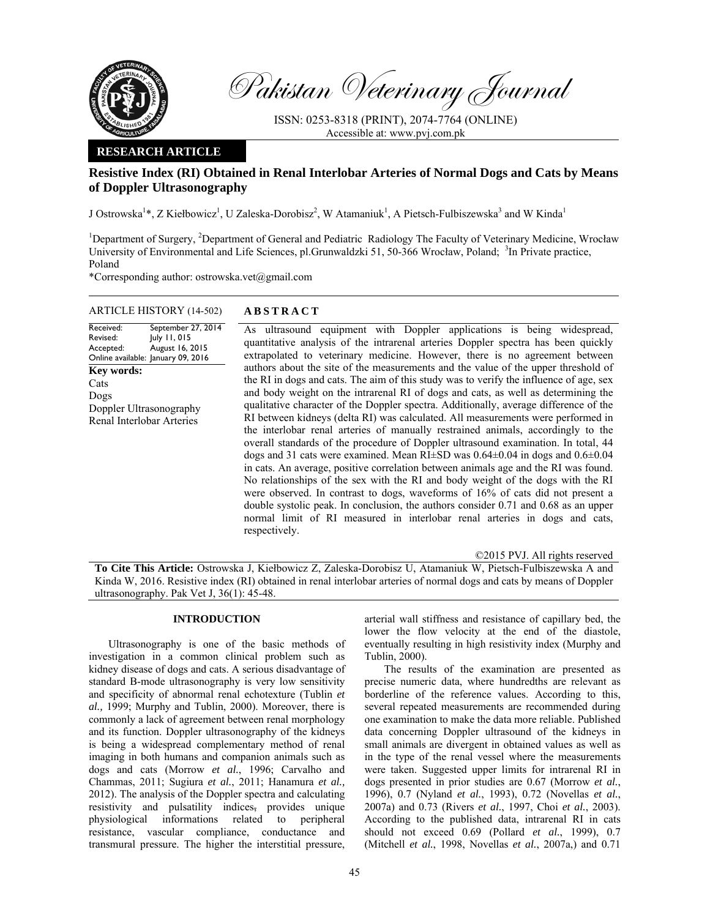# Pakistan Veterinary Journal

ISSN: 0253-8318 (PRINT), 2074-7764 (ONLINE)
Accessible at: www.pvj.com.pk

**RESEARCH ARTICLE**

## Resistive Index (RI) Obtained in Renal Interlobar Arteries of Normal Dogs and Cats by Means of Doppler Ultrasonography

J Ostrowska[1]*, Z Kiełbowicz[1], U Zaleska-Dorobisz[2], W Atamaniuk[1], A Pietsch-Fulbiszewska[3] and W Kinda[1]

[1]Department of Surgery, [2]Department of General and Pediatric Radiology The Faculty of Veterinary Medicine, Wrocław University of Environmental and Life Sciences, pl.Grunwaldzki 51, 50-366 Wrocław, Poland; [3]In Private practice, Poland

*Corresponding author: ostrowska.vet@gmail.com

**ARTICLE HISTORY** (14-502)

Received: September 27, 2014
Revised: July 11, 015
Accepted: August 16, 2015
Online available: January 09, 2016

**Key words:**
Cats
Dogs
Doppler Ultrasonography
Renal Interlobar Arteries

**ABSTRACT**

As ultrasound equipment with Doppler applications is being widespread, quantitative analysis of the intrarenal arteries Doppler spectra has been quickly extrapolated to veterinary medicine. However, there is no agreement between authors about the site of the measurements and the value of the upper threshold of the RI in dogs and cats. The aim of this study was to verify the influence of age, sex and body weight on the intrarenal RI of dogs and cats, as well as determining the qualitative character of the Doppler spectra. Additionally, average difference of the RI between kidneys (delta RI) was calculated. All measurements were performed in the interlobar renal arteries of manually restrained animals, accordingly to the overall standards of the procedure of Doppler ultrasound examination. In total, 44 dogs and 31 cats were examined. Mean RI±SD was 0.64±0.04 in dogs and 0.6±0.04 in cats. An average, positive correlation between animals age and the RI was found. No relationships of the sex with the RI and body weight of the dogs with the RI were observed. In contrast to dogs, waveforms of 16% of cats did not present a double systolic peak. In conclusion, the authors consider 0.71 and 0.68 as an upper normal limit of RI measured in interlobar renal arteries in dogs and cats, respectively.

©2015 PVJ. All rights reserved

**To Cite This Article:** Ostrowska J, Kiełbowicz Z, Zaleska-Dorobisz U, Atamaniuk W, Pietsch-Fulbiszewska A and Kinda W, 2016. Resistive index (RI) obtained in renal interlobar arteries of normal dogs and cats by means of Doppler ultrasonography. Pak Vet J, 36(1): 45-48.

## INTRODUCTION

Ultrasonography is one of the basic methods of investigation in a common clinical problem such as kidney disease of dogs and cats. A serious disadvantage of standard B-mode ultrasonography is very low sensitivity and specificity of abnormal renal echotexture (Tublin *et al.,* 1999; Murphy and Tublin, 2000). Moreover, there is commonly a lack of agreement between renal morphology and its function. Doppler ultrasonography of the kidneys is being a widespread complementary method of renal imaging in both humans and companion animals such as dogs and cats (Morrow *et al.*, 1996; Carvalho and Chammas, 2011; Sugiura *et al.*, 2011; Hanamura *et al.,* 2012). The analysis of the Doppler spectra and calculating resistivity and pulsatility indices, provides unique physiological informations related to peripheral resistance, vascular compliance, conductance and transmural pressure. The higher the interstitial pressure, arterial wall stiffness and resistance of capillary bed, the lower the flow velocity at the end of the diastole, eventually resulting in high resistivity index (Murphy and Tublin, 2000).

The results of the examination are presented as precise numeric data, where hundredths are relevant as borderline of the reference values. According to this, several repeated measurements are recommended during one examination to make the data more reliable. Published data concerning Doppler ultrasound of the kidneys in small animals are divergent in obtained values as well as in the type of the renal vessel where the measurements were taken. Suggested upper limits for intrarenal RI in dogs presented in prior studies are 0.67 (Morrow *et al.*, 1996), 0.7 (Nyland *et al.*, 1993), 0.72 (Novellas *et al.*, 2007a) and 0.73 (Rivers *et al.*, 1997, Choi *et al.*, 2003). According to the published data, intrarenal RI in cats should not exceed 0.69 (Pollard *et al.*, 1999), 0.7 (Mitchell *et al.*, 1998, Novellas *et al.*, 2007a,) and 0.71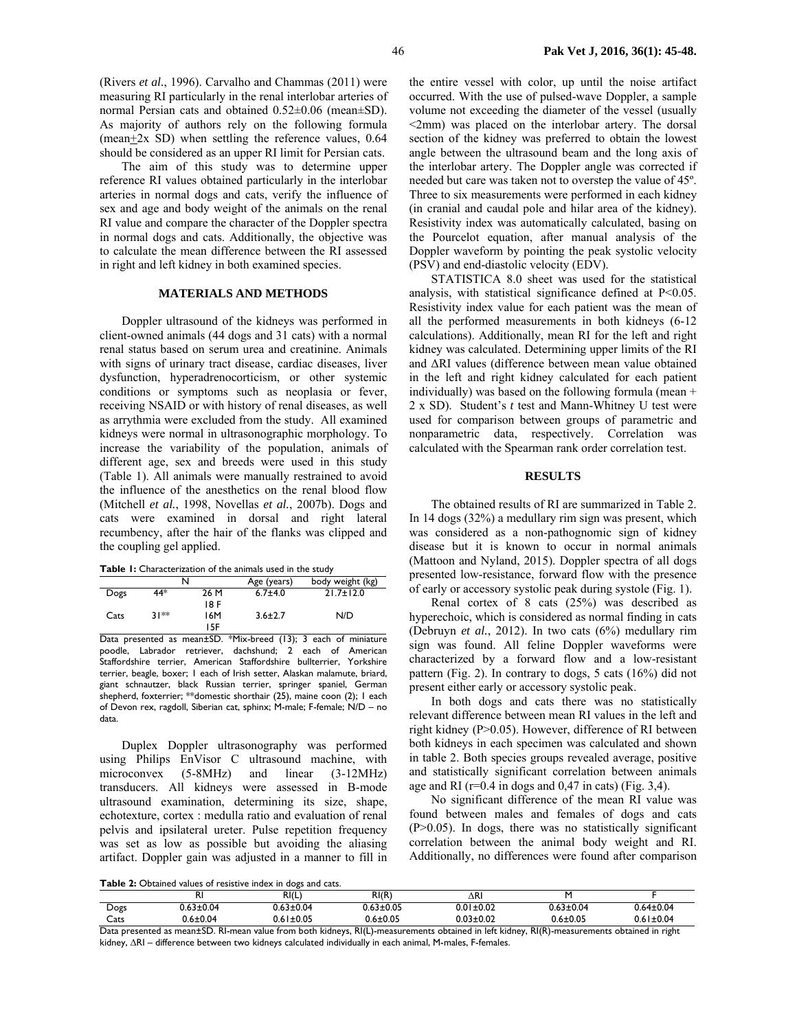(Rivers *et al*., 1996). Carvalho and Chammas (2011) were measuring RI particularly in the renal interlobar arteries of normal Persian cats and obtained 0.52±0.06 (mean±SD). As majority of authors rely on the following formula (mean±2x SD) when settling the reference values, 0.64 should be considered as an upper RI limit for Persian cats.

The aim of this study was to determine upper reference RI values obtained particularly in the interlobar arteries in normal dogs and cats, verify the influence of sex and age and body weight of the animals on the renal RI value and compare the character of the Doppler spectra in normal dogs and cats. Additionally, the objective was to calculate the mean difference between the RI assessed in right and left kidney in both examined species.

## MATERIALS AND METHODS

Doppler ultrasound of the kidneys was performed in client-owned animals (44 dogs and 31 cats) with a normal renal status based on serum urea and creatinine. Animals with signs of urinary tract disease, cardiac diseases, liver dysfunction, hyperadrenocorticism, or other systemic conditions or symptoms such as neoplasia or fever, receiving NSAID or with history of renal diseases, as well as arrythmia were excluded from the study. All examined kidneys were normal in ultrasonographic morphology. To increase the variability of the population, animals of different age, sex and breeds were used in this study (Table 1). All animals were manually restrained to avoid the influence of the anesthetics on the renal blood flow (Mitchell *et al.*, 1998, Novellas *et al.*, 2007b). Dogs and cats were examined in dorsal and right lateral recumbency, after the hair of the flanks was clipped and the coupling gel applied.

**Table 1:** Characterization of the animals used in the study

| | N | | Age (years) | body weight (kg) |
|---|---|---|---|---|
| Dogs | 44* | 26 M | 6.7±4.0 | 21.7±12.0 |
| | | 18 F | | |
| Cats | 31** | 16M | 3.6±2.7 | N/D |
| | | 15F | | |

Data presented as mean±SD. *Mix-breed (13); 3 each of miniature poodle, Labrador retriever, dachshund; 2 each of American Staffordshire terrier, American Staffordshire bullterrier, Yorkshire terrier, beagle, boxer; 1 each of Irish setter, Alaskan malamute, briard, giant schnautzer, black Russian terrier, springer spaniel, German shepherd, foxterrier; **domestic shorthair (25), maine coon (2); 1 each of Devon rex, ragdoll, Siberian cat, sphinx; M-male; F-female; N/D – no data.

Duplex Doppler ultrasonography was performed using Philips EnVisor C ultrasound machine, with microconvex (5-8MHz) and linear (3-12MHz) transducers. All kidneys were assessed in B-mode ultrasound examination, determining its size, shape, echotexture, cortex : medulla ratio and evaluation of renal pelvis and ipsilateral ureter. Pulse repetition frequency was set as low as possible but avoiding the aliasing artifact. Doppler gain was adjusted in a manner to fill in the entire vessel with color, up until the noise artifact occurred. With the use of pulsed-wave Doppler, a sample volume not exceeding the diameter of the vessel (usually <2mm) was placed on the interlobar artery. The dorsal section of the kidney was preferred to obtain the lowest angle between the ultrasound beam and the long axis of the interlobar artery. The Doppler angle was corrected if needed but care was taken not to overstep the value of 45º. Three to six measurements were performed in each kidney (in cranial and caudal pole and hilar area of the kidney). Resistivity index was automatically calculated, basing on the Pourcelot equation, after manual analysis of the Doppler waveform by pointing the peak systolic velocity (PSV) and end-diastolic velocity (EDV).

STATISTICA 8.0 sheet was used for the statistical analysis, with statistical significance defined at $P<0.05$. Resistivity index value for each patient was the mean of all the performed measurements in both kidneys (6-12 calculations). Additionally, mean RI for the left and right kidney was calculated. Determining upper limits of the RI and ΔRI values (difference between mean value obtained in the left and right kidney calculated for each patient individually) was based on the following formula (mean + 2 x SD). Student's *t* test and Mann-Whitney U test were used for comparison between groups of parametric and nonparametric data, respectively. Correlation was calculated with the Spearman rank order correlation test.

## RESULTS

The obtained results of RI are summarized in Table 2. In 14 dogs (32%) a medullary rim sign was present, which was considered as a non-pathognomic sign of kidney disease but it is known to occur in normal animals (Mattoon and Nyland, 2015). Doppler spectra of all dogs presented low-resistance, forward flow with the presence of early or accessory systolic peak during systole (Fig. 1).

Renal cortex of 8 cats (25%) was described as hyperechoic, which is considered as normal finding in cats (Debruyn *et al.*, 2012). In two cats (6%) medullary rim sign was found. All feline Doppler waveforms were characterized by a forward flow and a low-resistant pattern (Fig. 2). In contrary to dogs, 5 cats (16%) did not present either early or accessory systolic peak.

In both dogs and cats there was no statistically relevant difference between mean RI values in the left and right kidney ($P>0.05$). However, difference of RI between both kidneys in each specimen was calculated and shown in table 2. Both species groups revealed average, positive and statistically significant correlation between animals age and RI ($r=0.4$ in dogs and 0,47 in cats) (Fig. 3,4).

No significant difference of the mean RI value was found between males and females of dogs and cats ($P>0.05$). In dogs, there was no statistically significant correlation between the animal body weight and RI. Additionally, no differences were found after comparison

**Table 2:** Obtained values of resistive index in dogs and cats.

| | RI | RI(L) | RI(R) | ΔRI | M | F |
|---|---|---|---|---|---|---|
| Dogs | 0.63±0.04 | 0.63±0.04 | 0.63±0.05 | 0.01±0.02 | 0.63±0.04 | 0.64±0.04 |
| Cats | 0.6±0.04 | 0.61±0.05 | 0.6±0.05 | 0.03±0.02 | 0.6±0.05 | 0.61±0.04 |

Data presented as mean±SD. RI-mean value from both kidneys, RI(L)-measurements obtained in left kidney, RI(R)-measurements obtained in right kidney, ΔRI – difference between two kidneys calculated individually in each animal, M-males, F-females.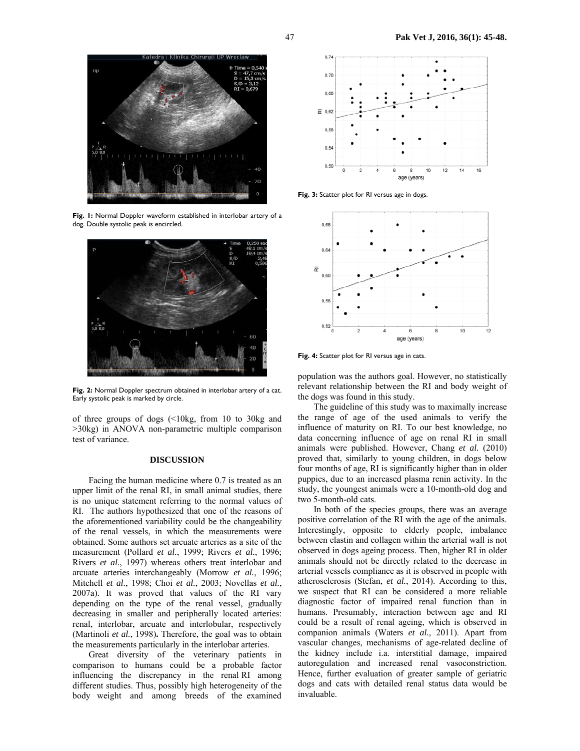**Fig. 1:** Normal Doppler waveform established in interlobar artery of a dog. Double systolic peak is encircled.

**Fig. 2:** Normal Doppler spectrum obtained in interlobar artery of a cat. Early systolic peak is marked by circle.

of three groups of dogs (<10kg, from 10 to 30kg and >30kg) in ANOVA non-parametric multiple comparison test of variance.

## DISCUSSION

Facing the human medicine where 0.7 is treated as an upper limit of the renal RI, in small animal studies, there is no unique statement referring to the normal values of RI. The authors hypothesized that one of the reasons of the aforementioned variability could be the changeability of the renal vessels, in which the measurements were obtained. Some authors set arcuate arteries as a site of the measurement (Pollard *et al*., 1999; Rivers *et al*., 1996; Rivers *et al*., 1997) whereas others treat interlobar and arcuate arteries interchangeably (Morrow *et al*., 1996; Mitchell *et al*., 1998; Choi *et al*., 2003; Novellas *et al*., 2007a). It was proved that values of the RI vary depending on the type of the renal vessel, gradually decreasing in smaller and peripherally located arteries: renal, interlobar, arcuate and interlobular, respectively (Martinoli *et al.*, 1998)**.** Therefore, the goal was to obtain the measurements particularly in the interlobar arteries.

Great diversity of the veterinary patients in comparison to humans could be a probable factor influencing the discrepancy in the renal RI among different studies. Thus, possibly high heterogeneity of the body weight and among breeds of the examined population was the authors goal. However, no statistically relevant relationship between the RI and body weight of the dogs was found in this study.

The guideline of this study was to maximally increase the range of age of the used animals to verify the influence of maturity on RI. To our best knowledge, no data concerning influence of age on renal RI in small animals were published. However, Chang *et al.* (2010) proved that, similarly to young children, in dogs below four months of age, RI is significantly higher than in older puppies, due to an increased plasma renin activity. In the study, the youngest animals were a 10-month-old dog and two 5-month-old cats.

In both of the species groups, there was an average positive correlation of the RI with the age of the animals. Interestingly, opposite to elderly people, imbalance between elastin and collagen within the arterial wall is not observed in dogs ageing process. Then, higher RI in older animals should not be directly related to the decrease in arterial vessels compliance as it is observed in people with atherosclerosis (Stefan, *et al.*, 2014). According to this, we suspect that RI can be considered a more reliable diagnostic factor of impaired renal function than in humans. Presumably, interaction between age and RI could be a result of renal ageing, which is observed in companion animals (Waters *et al.*, 2011). Apart from vascular changes, mechanisms of age-related decline of the kidney include i.a. interstitial damage, impaired autoregulation and increased renal vasoconstriction. Hence, further evaluation of greater sample of geriatric dogs and cats with detailed renal status data would be invaluable.

**Fig. 3:** Scatter plot for RI versus age in dogs.

**Fig. 4:** Scatter plot for RI versus age in cats.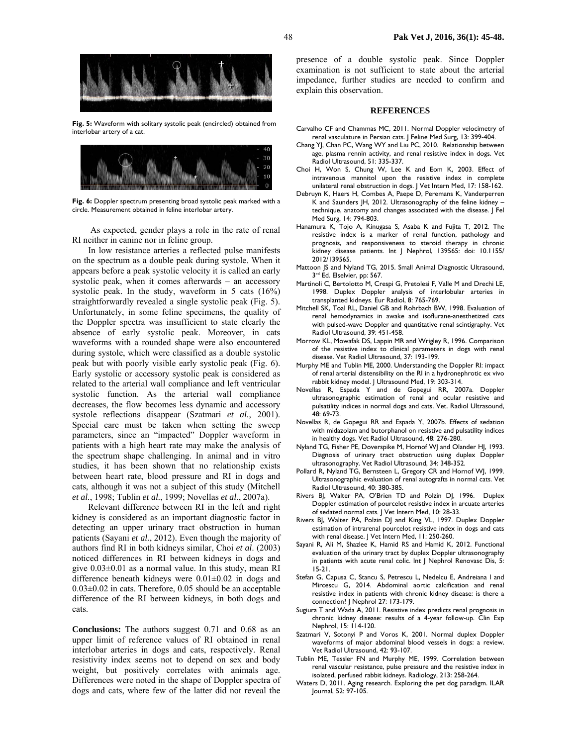**Fig. 5:** Waveform with solitary systolic peak (encircled) obtained from interlobar artery of a cat.

40
30
20
10
0

**Fig. 6:** Doppler spectrum presenting broad systolic peak marked with a circle. Measurement obtained in feline interlobar artery.

As expected, gender plays a role in the rate of renal RI neither in canine nor in feline group.

In low resistance arteries a reflected pulse manifests on the spectrum as a double peak during systole. When it appears before a peak systolic velocity it is called an early systolic peak, when it comes afterwards – an accessory systolic peak. In the study, waveform in 5 cats (16%) straightforwardly revealed a single systolic peak (Fig. 5). Unfortunately, in some feline specimens, the quality of the Doppler spectra was insufficient to state clearly the absence of early systolic peak. Moreover, in cats waveforms with a rounded shape were also encountered during systole, which were classified as a double systolic peak but with poorly visible early systolic peak (Fig. 6). Early systolic or accessory systolic peak is considered as related to the arterial wall compliance and left ventricular systolic function. As the arterial wall compliance decreases, the flow becomes less dynamic and accessory systole reflections disappear (Szatmari *et al*., 2001). Special care must be taken when setting the sweep parameters, since an "impacted" Doppler waveform in patients with a high heart rate may make the analysis of the spectrum shape challenging. In animal and in vitro studies, it has been shown that no relationship exists between heart rate, blood pressure and RI in dogs and cats, although it was not a subject of this study (Mitchell *et al.*, 1998; Tublin *et al.*, 1999; Novellas *et al.*, 2007a).

Relevant difference between RI in the left and right kidney is considered as an important diagnostic factor in detecting an upper urinary tract obstruction in human patients (Sayani *et al.*, 2012). Even though the majority of authors find RI in both kidneys similar, Choi *et al*. (2003) noticed differences in RI between kidneys in dogs and give 0.03±0.01 as a normal value. In this study, mean RI difference beneath kidneys were 0.01±0.02 in dogs and 0.03±0.02 in cats. Therefore, 0.05 should be an acceptable difference of the RI between kidneys, in both dogs and cats.

**Conclusions:** The authors suggest 0.71 and 0.68 as an upper limit of reference values of RI obtained in renal interlobar arteries in dogs and cats, respectively. Renal resistivity index seems not to depend on sex and body weight, but positively correlates with animals age. Differences were noted in the shape of Doppler spectra of dogs and cats, where few of the latter did not reveal the presence of a double systolic peak. Since Doppler examination is not sufficient to state about the arterial impedance, further studies are needed to confirm and explain this observation.

## REFERENCES

Carvalho CF and Chammas MC, 2011. Normal Doppler velocimetry of renal vasculature in Persian cats. J Feline Med Surg, 13: 399-404.

Chang YJ, Chan PC, Wang WY and Liu PC, 2010. Relationship between age, plasma rennin activity, and renal resistive index in dogs. Vet Radiol Ultrasound, 51: 335-337.

Choi H, Won S, Chung W, Lee K and Eom K, 2003. Effect of intravenous mannitol upon the resistive index in complete unilateral renal obstruction in dogs. J Vet Intern Med, 17: 158-162.

Debruyn K, Haers H, Combes A, Paepe D, Peremans K, Vanderperren K and Saunders JH, 2012. Ultrasonography of the feline kidney – technique, anatomy and changes associated with the disease. J Fel Med Surg, 14: 794-803.

Hanamura K, Tojo A, Kinugasa S, Asaba K and Fujita T, 2012. The resistive index is a marker of renal function, pathology and prognosis, and responsiveness to steroid therapy in chronic kidney disease patients. Int J Nephrol, 139565: doi: 10.1155/2012/139565.

Mattoon JS and Nyland TG, 2015. Small Animal Diagnostic Ultrasound, 3rd Ed. Elsevier, pp: 567.

Martinoli C, Bertolotto M, Crespi G, Pretolesi F, Valle M and Drechi LE, 1998. Duplex Doppler analysis of interlobular arteries in transplanted kidneys. Eur Radiol, 8: 765-769.

Mitchell SK, Toal RL, Daniel GB and Rohrbach BW, 1998. Evaluation of renal hemodynamics in awake and isoflurane-anesthetized cats with pulsed-wave Doppler and quantitative renal scintigraphy. Vet Radiol Ultrasound, 39: 451-458.

Morrow KL, Mowafak DS, Lappin MR and Wrigley R, 1996. Comparison of the resistive index to clinical parameters in dogs with renal disease. Vet Radiol Ultrasound, 37: 193-199.

Murphy ME and Tublin ME, 2000. Understanding the Doppler RI: impact of renal arterial distensibility on the RI in a hydronephrotic ex vivo rabbit kidney model. J Ultrasound Med, 19: 303-314.

Novellas R, Espada Y and de Gopegui RR, 2007a. Doppler ultrasonographic estimation of renal and ocular resistive and pulsatility indices in normal dogs and cats. Vet. Radiol Ultrasound, 48: 69-73.

Novellas R, de Gopegui RR and Espada Y, 2007b. Effects of sedation with midazolam and butorphanol on resistive and pulsatility indices in healthy dogs. Vet Radiol Ultrasound, 48: 276-280.

Nyland TG, Fisher PE, Doverspike M, Hornof WJ and Olander HJ, 1993. Diagnosis of urinary tract obstruction using duplex Doppler ultrasonography. Vet Radiol Ultrasound, 34: 348-352.

Pollard R, Nyland TG, Bernsteen L, Gregory CR and Hornof WJ, 1999. Ultrasonographic evaluation of renal autografts in normal cats. Vet Radiol Ultrasound, 40: 380-385.

Rivers BJ, Walter PA, O'Brien TD and Polzin DJ, 1996. Duplex Doppler estimation of pourcelot resistive index in arcuate arteries of sedated normal cats. J Vet Intern Med, 10: 28-33.

Rivers BJ, Walter PA, Polzin DJ and King VL, 1997. Duplex Doppler estimation of intrarenal pourcelot resistive index in dogs and cats with renal disease. J Vet Intern Med, 11: 250-260.

Sayani R, Ali M, Shazlee K, Hamid RS and Hamid K, 2012. Functional evaluation of the urinary tract by duplex Doppler ultrasonography in patients with acute renal colic. Int J Nephrol Renovasc Dis, 5: 15-21.

Stefan G, Capusa C, Stancu S, Petrescu L, Nedelcu E, Andreiana I and Mircescu G, 2014. Abdominal aortic calcification and renal resistive index in patients with chronic kidney disease: is there a connection? J Nephrol 27: 173-179.

Sugiura T and Wada A, 2011. Resistive index predicts renal prognosis in chronic kidney disease: results of a 4-year follow-up. Clin Exp Nephrol, 15: 114-120.

Szatmari V, Sotonyi P and Voros K, 2001. Normal duplex Doppler waveforms of major abdominal blood vessels in dogs: a review. Vet Radiol Ultrasound, 42: 93-107.

Tublin ME, Tessler FN and Murphy ME, 1999. Correlation between renal vascular resistance, pulse pressure and the resistive index in isolated, perfused rabbit kidneys. Radiology, 213: 258-264.

Waters D, 2011. Aging research. Exploring the pet dog paradigm. ILAR Journal, 52: 97-105.